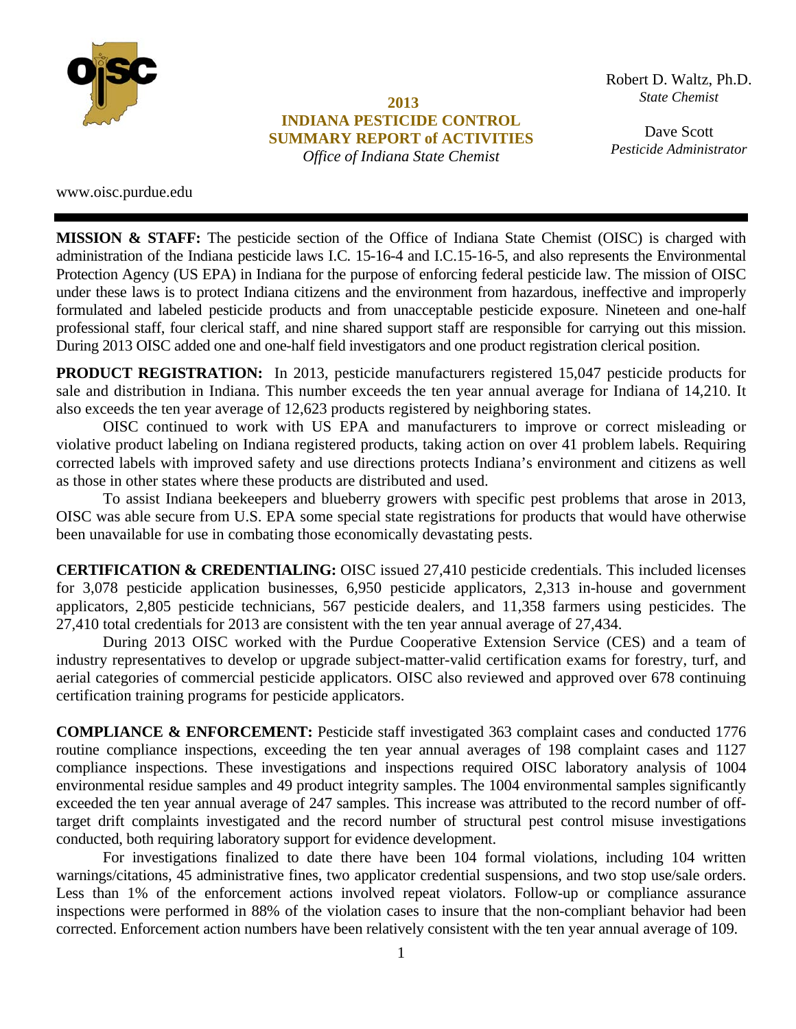# 2013
# INDIANA PESTICIDE CONTROL
# SUMMARY REPORT of ACTIVITIES

*Office of Indiana State Chemist*

Robert D. Waltz, Ph.D.
*State Chemist*

Dave Scott
*Pesticide Administrator*

www.oisc.purdue.edu

---

**MISSION & STAFF:** The pesticide section of the Office of Indiana State Chemist (OISC) is charged with administration of the Indiana pesticide laws I.C. 15-16-4 and I.C.15-16-5, and also represents the Environmental Protection Agency (US EPA) in Indiana for the purpose of enforcing federal pesticide law. The mission of OISC under these laws is to protect Indiana citizens and the environment from hazardous, ineffective and improperly formulated and labeled pesticide products and from unacceptable pesticide exposure. Nineteen and one-half professional staff, four clerical staff, and nine shared support staff are responsible for carrying out this mission. During 2013 OISC added one and one-half field investigators and one product registration clerical position.

**PRODUCT REGISTRATION:** In 2013, pesticide manufacturers registered 15,047 pesticide products for sale and distribution in Indiana. This number exceeds the ten year annual average for Indiana of 14,210. It also exceeds the ten year average of 12,623 products registered by neighboring states.

OISC continued to work with US EPA and manufacturers to improve or correct misleading or violative product labeling on Indiana registered products, taking action on over 41 problem labels. Requiring corrected labels with improved safety and use directions protects Indiana's environment and citizens as well as those in other states where these products are distributed and used.

To assist Indiana beekeepers and blueberry growers with specific pest problems that arose in 2013, OISC was able secure from U.S. EPA some special state registrations for products that would have otherwise been unavailable for use in combating those economically devastating pests.

**CERTIFICATION & CREDENTIALING:** OISC issued 27,410 pesticide credentials. This included licenses for 3,078 pesticide application businesses, 6,950 pesticide applicators, 2,313 in-house and government applicators, 2,805 pesticide technicians, 567 pesticide dealers, and 11,358 farmers using pesticides. The 27,410 total credentials for 2013 are consistent with the ten year annual average of 27,434.

During 2013 OISC worked with the Purdue Cooperative Extension Service (CES) and a team of industry representatives to develop or upgrade subject-matter-valid certification exams for forestry, turf, and aerial categories of commercial pesticide applicators. OISC also reviewed and approved over 678 continuing certification training programs for pesticide applicators.

**COMPLIANCE & ENFORCEMENT:** Pesticide staff investigated 363 complaint cases and conducted 1776 routine compliance inspections, exceeding the ten year annual averages of 198 complaint cases and 1127 compliance inspections. These investigations and inspections required OISC laboratory analysis of 1004 environmental residue samples and 49 product integrity samples. The 1004 environmental samples significantly exceeded the ten year annual average of 247 samples. This increase was attributed to the record number of off-target drift complaints investigated and the record number of structural pest control misuse investigations conducted, both requiring laboratory support for evidence development.

For investigations finalized to date there have been 104 formal violations, including 104 written warnings/citations, 45 administrative fines, two applicator credential suspensions, and two stop use/sale orders. Less than 1% of the enforcement actions involved repeat violators. Follow-up or compliance assurance inspections were performed in 88% of the violation cases to insure that the non-compliant behavior had been corrected. Enforcement action numbers have been relatively consistent with the ten year annual average of 109.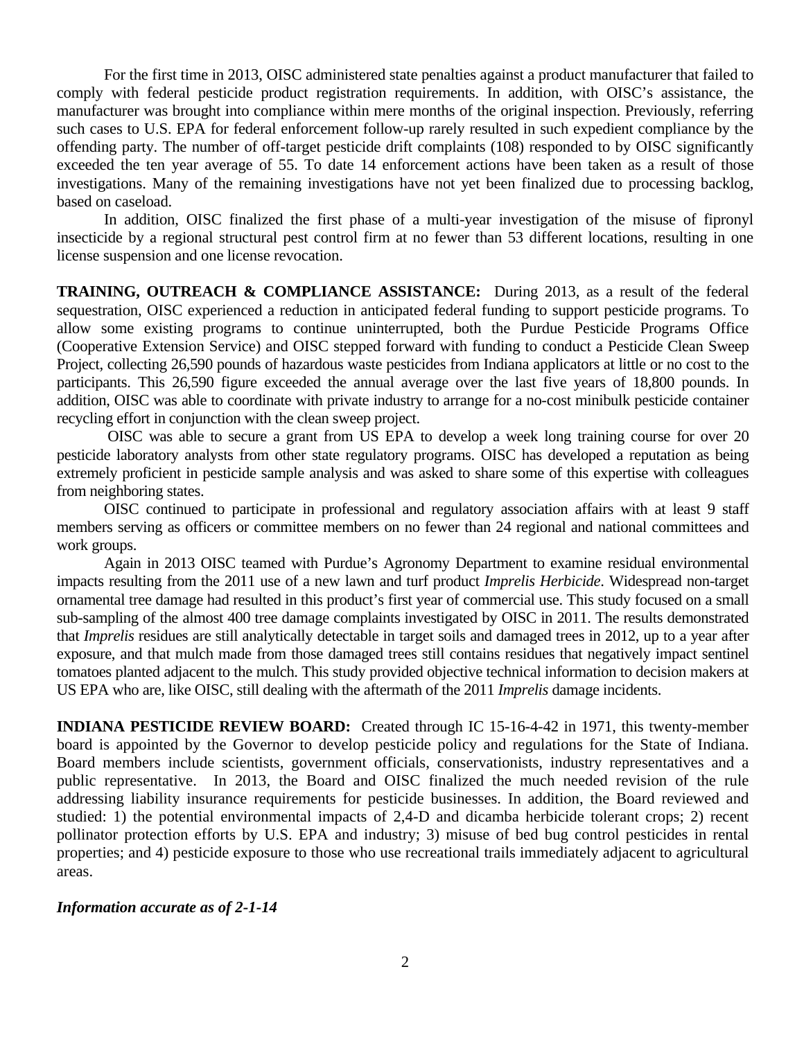For the first time in 2013, OISC administered state penalties against a product manufacturer that failed to comply with federal pesticide product registration requirements. In addition, with OISC's assistance, the manufacturer was brought into compliance within mere months of the original inspection. Previously, referring such cases to U.S. EPA for federal enforcement follow-up rarely resulted in such expedient compliance by the offending party. The number of off-target pesticide drift complaints (108) responded to by OISC significantly exceeded the ten year average of 55. To date 14 enforcement actions have been taken as a result of those investigations. Many of the remaining investigations have not yet been finalized due to processing backlog, based on caseload.

In addition, OISC finalized the first phase of a multi-year investigation of the misuse of fipronyl insecticide by a regional structural pest control firm at no fewer than 53 different locations, resulting in one license suspension and one license revocation.

**TRAINING, OUTREACH & COMPLIANCE ASSISTANCE:** During 2013, as a result of the federal sequestration, OISC experienced a reduction in anticipated federal funding to support pesticide programs. To allow some existing programs to continue uninterrupted, both the Purdue Pesticide Programs Office (Cooperative Extension Service) and OISC stepped forward with funding to conduct a Pesticide Clean Sweep Project, collecting 26,590 pounds of hazardous waste pesticides from Indiana applicators at little or no cost to the participants. This 26,590 figure exceeded the annual average over the last five years of 18,800 pounds. In addition, OISC was able to coordinate with private industry to arrange for a no-cost minibulk pesticide container recycling effort in conjunction with the clean sweep project.

OISC was able to secure a grant from US EPA to develop a week long training course for over 20 pesticide laboratory analysts from other state regulatory programs. OISC has developed a reputation as being extremely proficient in pesticide sample analysis and was asked to share some of this expertise with colleagues from neighboring states.

OISC continued to participate in professional and regulatory association affairs with at least 9 staff members serving as officers or committee members on no fewer than 24 regional and national committees and work groups.

Again in 2013 OISC teamed with Purdue's Agronomy Department to examine residual environmental impacts resulting from the 2011 use of a new lawn and turf product *Imprelis Herbicide*. Widespread non-target ornamental tree damage had resulted in this product's first year of commercial use. This study focused on a small sub-sampling of the almost 400 tree damage complaints investigated by OISC in 2011. The results demonstrated that *Imprelis* residues are still analytically detectable in target soils and damaged trees in 2012, up to a year after exposure, and that mulch made from those damaged trees still contains residues that negatively impact sentinel tomatoes planted adjacent to the mulch. This study provided objective technical information to decision makers at US EPA who are, like OISC, still dealing with the aftermath of the 2011 *Imprelis* damage incidents.

**INDIANA PESTICIDE REVIEW BOARD:** Created through IC 15-16-4-42 in 1971, this twenty-member board is appointed by the Governor to develop pesticide policy and regulations for the State of Indiana. Board members include scientists, government officials, conservationists, industry representatives and a public representative. In 2013, the Board and OISC finalized the much needed revision of the rule addressing liability insurance requirements for pesticide businesses. In addition, the Board reviewed and studied: 1) the potential environmental impacts of 2,4-D and dicamba herbicide tolerant crops; 2) recent pollinator protection efforts by U.S. EPA and industry; 3) misuse of bed bug control pesticides in rental properties; and 4) pesticide exposure to those who use recreational trails immediately adjacent to agricultural areas.

***Information accurate as of 2-1-14***